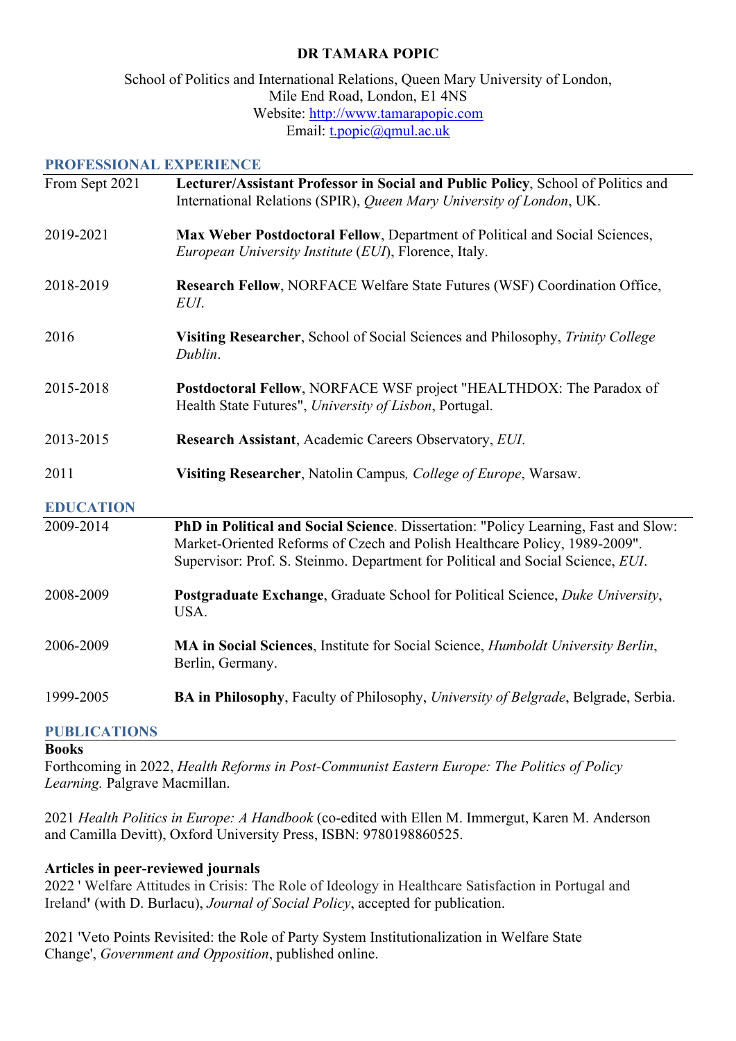# DR TAMARA POPIC

School of Politics and International Relations, Queen Mary University of London,
Mile End Road, London, E1 4NS
Website: http://www.tamarapopic.com
Email: t.popic@qmul.ac.uk

## PROFESSIONAL EXPERIENCE

From Sept 2021 — **Lecturer/Assistant Professor in Social and Public Policy**, School of Politics and International Relations (SPIR), *Queen Mary University of London*, UK.

2019-2021 — **Max Weber Postdoctoral Fellow**, Department of Political and Social Sciences, *European University Institute* (*EUI*), Florence, Italy.

2018-2019 — **Research Fellow**, NORFACE Welfare State Futures (WSF) Coordination Office, *EUI*.

2016 — **Visiting Researcher**, School of Social Sciences and Philosophy, *Trinity College Dublin*.

2015-2018 — **Postdoctoral Fellow**, NORFACE WSF project "HEALTHDOX: The Paradox of Health State Futures", *University of Lisbon*, Portugal.

2013-2015 — **Research Assistant**, Academic Careers Observatory, *EUI*.

2011 — **Visiting Researcher**, Natolin Campus*, College of Europe*, Warsaw.

## EDUCATION

2009-2014 — **PhD in Political and Social Science**. Dissertation: "Policy Learning, Fast and Slow: Market-Oriented Reforms of Czech and Polish Healthcare Policy, 1989-2009". Supervisor: Prof. S. Steinmo. Department for Political and Social Science, *EUI*.

2008-2009 — **Postgraduate Exchange**, Graduate School for Political Science, *Duke University*, USA.

2006-2009 — **MA in Social Sciences**, Institute for Social Science, *Humboldt University Berlin*, Berlin, Germany.

1999-2005 — **BA in Philosophy**, Faculty of Philosophy, *University of Belgrade*, Belgrade, Serbia.

## PUBLICATIONS

### Books

Forthcoming in 2022, *Health Reforms in Post-Communist Eastern Europe: The Politics of Policy Learning.* Palgrave Macmillan.

2021 *Health Politics in Europe: A Handbook* (co-edited with Ellen M. Immergut, Karen M. Anderson and Camilla Devitt), Oxford University Press, ISBN: 9780198860525.

### Articles in peer-reviewed journals

2022 ' Welfare Attitudes in Crisis: The Role of Ideology in Healthcare Satisfaction in Portugal and Ireland**'** (with D. Burlacu), *Journal of Social Policy*, accepted for publication.

2021 'Veto Points Revisited: the Role of Party System Institutionalization in Welfare State Change', *Government and Opposition*, published online.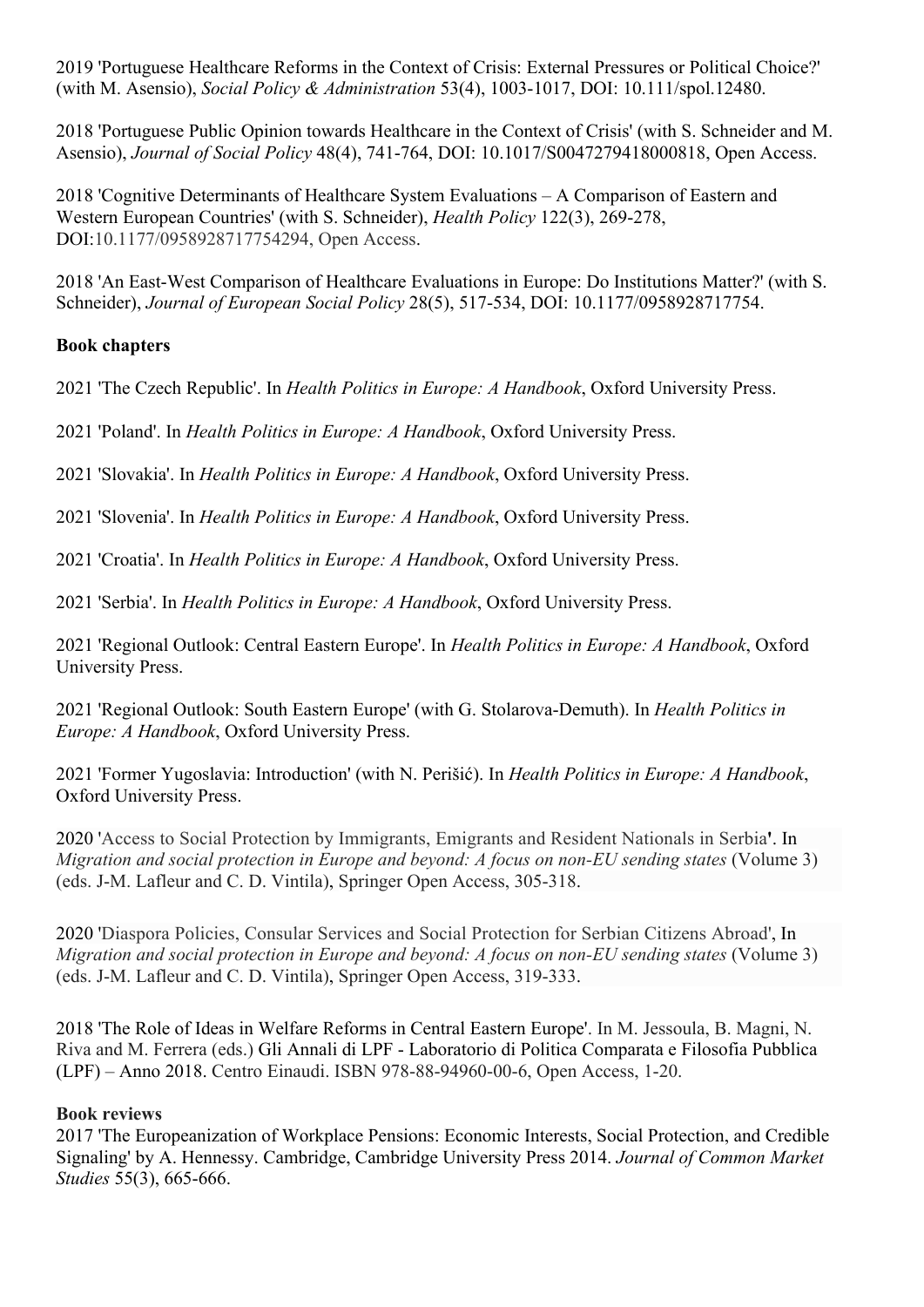2019 'Portuguese Healthcare Reforms in the Context of Crisis: External Pressures or Political Choice?' (with M. Asensio), *Social Policy & Administration* 53(4), 1003-1017, DOI: 10.111/spol.12480.

2018 'Portuguese Public Opinion towards Healthcare in the Context of Crisis' (with S. Schneider and M. Asensio), *Journal of Social Policy* 48(4), 741-764, DOI: 10.1017/S0047279418000818, Open Access.

2018 'Cognitive Determinants of Healthcare System Evaluations – A Comparison of Eastern and Western European Countries' (with S. Schneider), *Health Policy* 122(3), 269-278, DOI:10.1177/0958928717754294, Open Access.

2018 'An East-West Comparison of Healthcare Evaluations in Europe: Do Institutions Matter?' (with S. Schneider), *Journal of European Social Policy* 28(5), 517-534, DOI: 10.1177/0958928717754.

**Book chapters**

2021 'The Czech Republic'. In *Health Politics in Europe: A Handbook*, Oxford University Press.

2021 'Poland'. In *Health Politics in Europe: A Handbook*, Oxford University Press.

2021 'Slovakia'. In *Health Politics in Europe: A Handbook*, Oxford University Press.

2021 'Slovenia'. In *Health Politics in Europe: A Handbook*, Oxford University Press.

2021 'Croatia'. In *Health Politics in Europe: A Handbook*, Oxford University Press.

2021 'Serbia'. In *Health Politics in Europe: A Handbook*, Oxford University Press.

2021 'Regional Outlook: Central Eastern Europe'. In *Health Politics in Europe: A Handbook*, Oxford University Press.

2021 'Regional Outlook: South Eastern Europe' (with G. Stolarova-Demuth). In *Health Politics in Europe: A Handbook*, Oxford University Press.

2021 'Former Yugoslavia: Introduction' (with N. Perišić). In *Health Politics in Europe: A Handbook*, Oxford University Press.

2020 'Access to Social Protection by Immigrants, Emigrants and Resident Nationals in Serbia'. In *Migration and social protection in Europe and beyond: A focus on non-EU sending states* (Volume 3) (eds. J-M. Lafleur and C. D. Vintila), Springer Open Access, 305-318.

2020 'Diaspora Policies, Consular Services and Social Protection for Serbian Citizens Abroad', In *Migration and social protection in Europe and beyond: A focus on non-EU sending states* (Volume 3) (eds. J-M. Lafleur and C. D. Vintila), Springer Open Access, 319-333.

2018 'The Role of Ideas in Welfare Reforms in Central Eastern Europe'. In M. Jessoula, B. Magni, N. Riva and M. Ferrera (eds.) Gli Annali di LPF - Laboratorio di Politica Comparata e Filosofia Pubblica (LPF) – Anno 2018. Centro Einaudi. ISBN 978-88-94960-00-6, Open Access, 1-20.

**Book reviews**

2017 'The Europeanization of Workplace Pensions: Economic Interests, Social Protection, and Credible Signaling' by A. Hennessy. Cambridge, Cambridge University Press 2014. *Journal of Common Market Studies* 55(3), 665-666.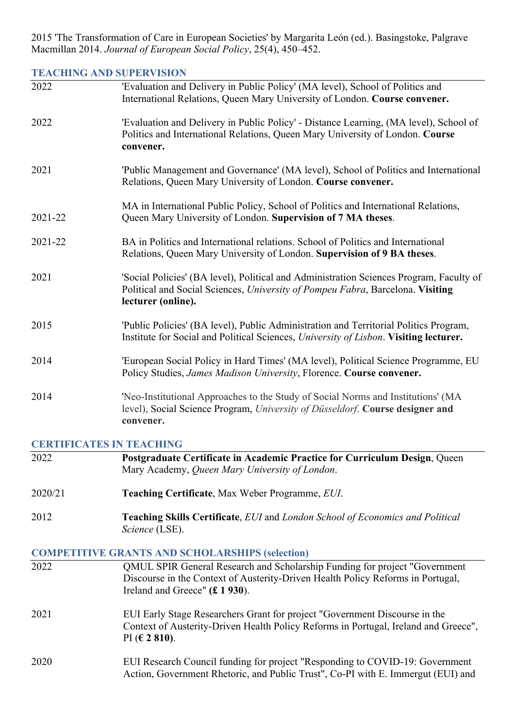2015 'The Transformation of Care in European Societies' by Margarita León (ed.). Basingstoke, Palgrave Macmillan 2014. *Journal of European Social Policy*, 25(4), 450–452.

## TEACHING AND SUPERVISION

| | |
|---|---|
| 2022 | 'Evaluation and Delivery in Public Policy' (MA level), School of Politics and International Relations, Queen Mary University of London. **Course convener.** |
| 2022 | 'Evaluation and Delivery in Public Policy' - Distance Learning, (MA level), School of Politics and International Relations, Queen Mary University of London. **Course convener.** |
| 2021 | 'Public Management and Governance' (MA level), School of Politics and International Relations, Queen Mary University of London. **Course convener.** |
| 2021-22 | MA in International Public Policy, School of Politics and International Relations, Queen Mary University of London. **Supervision of 7 MA theses**. |
| 2021-22 | BA in Politics and International relations. School of Politics and International Relations, Queen Mary University of London. **Supervision of 9 BA theses**. |
| 2021 | 'Social Policies' (BA level), Political and Administration Sciences Program, Faculty of Political and Social Sciences, *University of Pompeu Fabra*, Barcelona. **Visiting lecturer (online).** |
| 2015 | 'Public Policies' (BA level), Public Administration and Territorial Politics Program, Institute for Social and Political Sciences, *University of Lisbon*. **Visiting lecturer.** |
| 2014 | 'European Social Policy in Hard Times' (MA level), Political Science Programme, EU Policy Studies, *James Madison University*, Florence. **Course convener.** |
| 2014 | 'Neo-Institutional Approaches to the Study of Social Norms and Institutions' (MA level), Social Science Program, *University of Düsseldorf*. **Course designer and convener.** |

## CERTIFICATES IN TEACHING

| | |
|---|---|
| 2022 | **Postgraduate Certificate in Academic Practice for Curriculum Design**, Queen Mary Academy, *Queen Mary University of London*. |
| 2020/21 | **Teaching Certificate**, Max Weber Programme, *EUI*. |
| 2012 | **Teaching Skills Certificate**, *EUI* and *London School of Economics and Political Science* (LSE). |

## COMPETITIVE GRANTS AND SCHOLARSHIPS (selection)

| | |
|---|---|
| 2022 | QMUL SPIR General Research and Scholarship Funding for project "Government Discourse in the Context of Austerity-Driven Health Policy Reforms in Portugal, Ireland and Greece" **(£ 1 930**). |
| 2021 | EUI Early Stage Researchers Grant for project "Government Discourse in the Context of Austerity-Driven Health Policy Reforms in Portugal, Ireland and Greece", PI (**€ 2 810)**. |
| 2020 | EUI Research Council funding for project "Responding to COVID-19: Government Action, Government Rhetoric, and Public Trust", Co-PI with E. Immergut (EUI) and |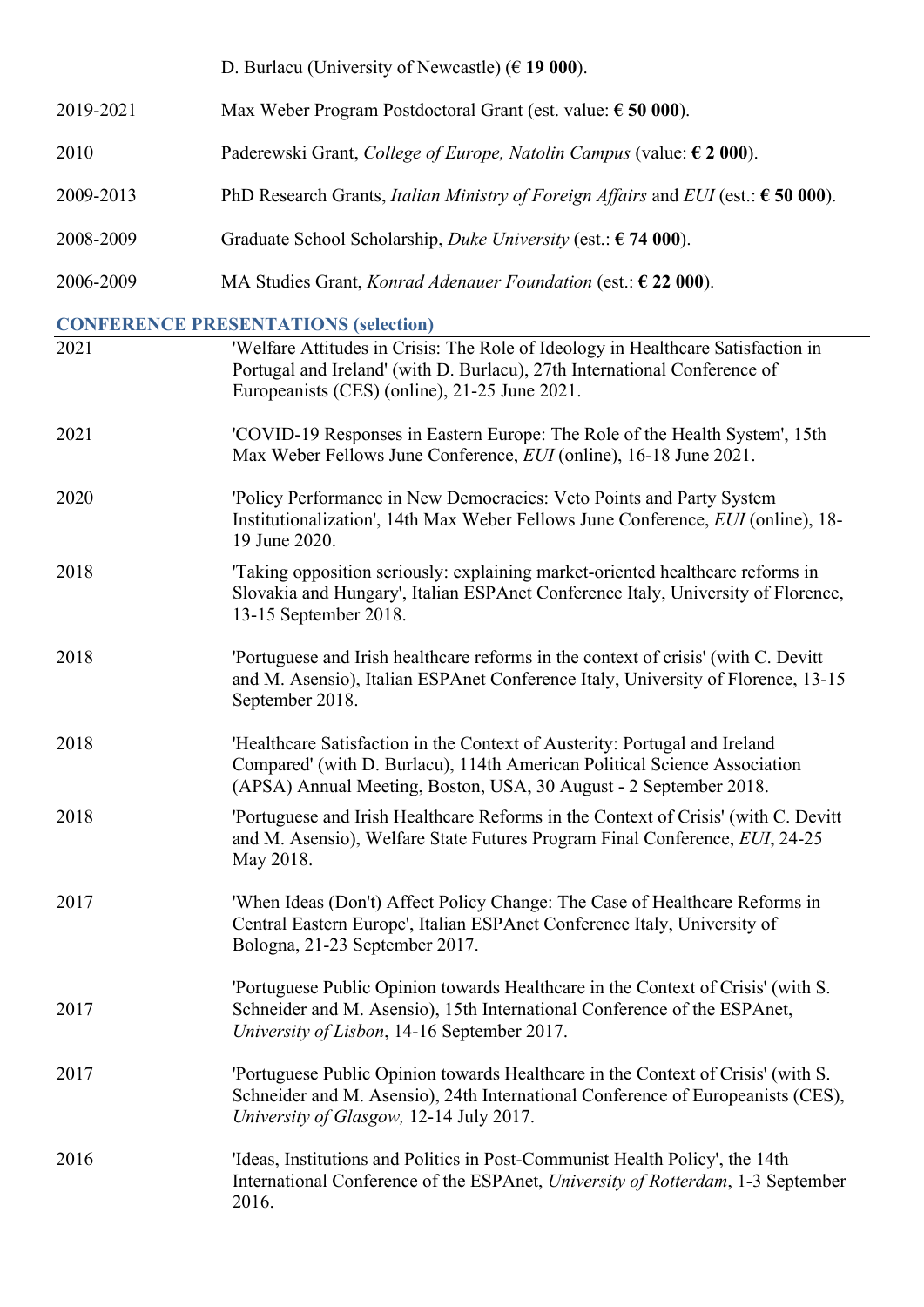D. Burlacu (University of Newcastle) (€ **19 000**).

2019-2021 Max Weber Program Postdoctoral Grant (est. value: **€ 50 000**).

2010 Paderewski Grant, *College of Europe, Natolin Campus* (value: **€ 2 000**).

2009-2013 PhD Research Grants, *Italian Ministry of Foreign Affairs* and *EUI* (est.: **€ 50 000**).

2008-2009 Graduate School Scholarship, *Duke University* (est.: **€ 74 000**).

2006-2009 MA Studies Grant, *Konrad Adenauer Foundation* (est.: **€ 22 000**).

## CONFERENCE PRESENTATIONS (selection)

2021 'Welfare Attitudes in Crisis: The Role of Ideology in Healthcare Satisfaction in Portugal and Ireland' (with D. Burlacu), 27th International Conference of Europeanists (CES) (online), 21-25 June 2021.

2021 'COVID-19 Responses in Eastern Europe: The Role of the Health System', 15th Max Weber Fellows June Conference, *EUI* (online), 16-18 June 2021.

2020 'Policy Performance in New Democracies: Veto Points and Party System Institutionalization', 14th Max Weber Fellows June Conference, *EUI* (online), 18-19 June 2020.

2018 'Taking opposition seriously: explaining market-oriented healthcare reforms in Slovakia and Hungary', Italian ESPAnet Conference Italy, University of Florence, 13-15 September 2018.

2018 'Portuguese and Irish healthcare reforms in the context of crisis' (with C. Devitt and M. Asensio), Italian ESPAnet Conference Italy, University of Florence, 13-15 September 2018.

2018 'Healthcare Satisfaction in the Context of Austerity: Portugal and Ireland Compared' (with D. Burlacu), 114th American Political Science Association (APSA) Annual Meeting, Boston, USA, 30 August - 2 September 2018.

2018 'Portuguese and Irish Healthcare Reforms in the Context of Crisis' (with C. Devitt and M. Asensio), Welfare State Futures Program Final Conference, *EUI*, 24-25 May 2018.

2017 'When Ideas (Don't) Affect Policy Change: The Case of Healthcare Reforms in Central Eastern Europe', Italian ESPAnet Conference Italy, University of Bologna, 21-23 September 2017.

2017 'Portuguese Public Opinion towards Healthcare in the Context of Crisis' (with S. Schneider and M. Asensio), 15th International Conference of the ESPAnet, *University of Lisbon*, 14-16 September 2017.

2017 'Portuguese Public Opinion towards Healthcare in the Context of Crisis' (with S. Schneider and M. Asensio), 24th International Conference of Europeanists (CES), *University of Glasgow,* 12-14 July 2017.

2016 'Ideas, Institutions and Politics in Post-Communist Health Policy', the 14th International Conference of the ESPAnet, *University of Rotterdam*, 1-3 September 2016.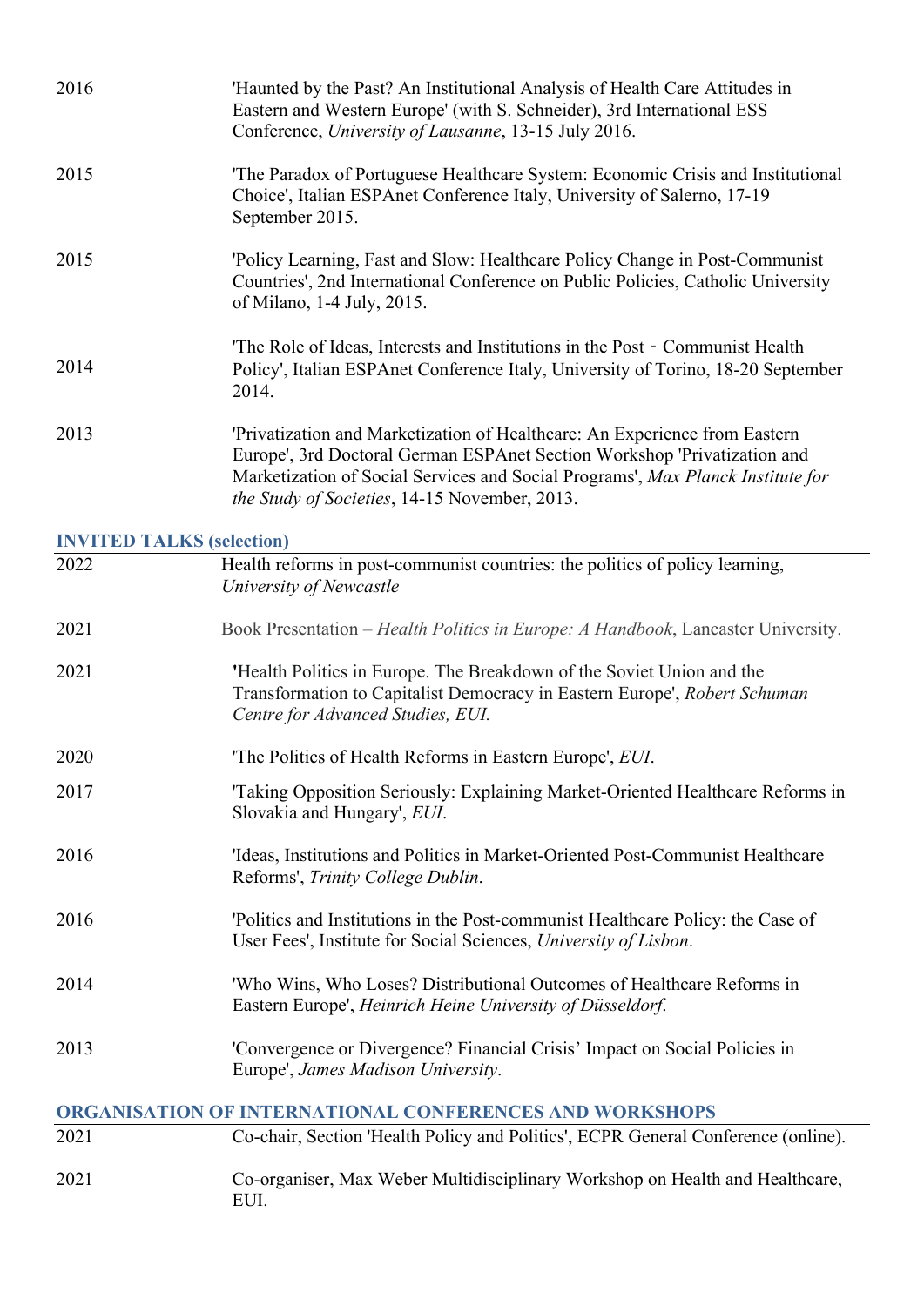| | |
|---|---|
| 2016 | 'Haunted by the Past? An Institutional Analysis of Health Care Attitudes in Eastern and Western Europe' (with S. Schneider), 3rd International ESS Conference, *University of Lausanne*, 13-15 July 2016. |
| 2015 | 'The Paradox of Portuguese Healthcare System: Economic Crisis and Institutional Choice', Italian ESPAnet Conference Italy, University of Salerno, 17-19 September 2015. |
| 2015 | 'Policy Learning, Fast and Slow: Healthcare Policy Change in Post-Communist Countries', 2nd International Conference on Public Policies, Catholic University of Milano, 1-4 July, 2015. |
| 2014 | 'The Role of Ideas, Interests and Institutions in the Post - Communist Health Policy', Italian ESPAnet Conference Italy, University of Torino, 18-20 September 2014. |
| 2013 | 'Privatization and Marketization of Healthcare: An Experience from Eastern Europe', 3rd Doctoral German ESPAnet Section Workshop 'Privatization and Marketization of Social Services and Social Programs', *Max Planck Institute for the Study of Societies*, 14-15 November, 2013. |

## INVITED TALKS (selection)

| | |
|---|---|
| 2022 | Health reforms in post-communist countries: the politics of policy learning, *University of Newcastle* |
| 2021 | Book Presentation – *Health Politics in Europe: A Handbook*, Lancaster University. |
| 2021 | **'**Health Politics in Europe. The Breakdown of the Soviet Union and the Transformation to Capitalist Democracy in Eastern Europe', *Robert Schuman Centre for Advanced Studies, EUI.* |
| 2020 | 'The Politics of Health Reforms in Eastern Europe', *EUI*. |
| 2017 | 'Taking Opposition Seriously: Explaining Market-Oriented Healthcare Reforms in Slovakia and Hungary', *EUI*. |
| 2016 | 'Ideas, Institutions and Politics in Market-Oriented Post-Communist Healthcare Reforms', *Trinity College Dublin*. |
| 2016 | 'Politics and Institutions in the Post-communist Healthcare Policy: the Case of User Fees', Institute for Social Sciences, *University of Lisbon*. |
| 2014 | 'Who Wins, Who Loses? Distributional Outcomes of Healthcare Reforms in Eastern Europe', *Heinrich Heine University of Düsseldorf*. |
| 2013 | 'Convergence or Divergence? Financial Crisis' Impact on Social Policies in Europe', *James Madison University*. |

## ORGANISATION OF INTERNATIONAL CONFERENCES AND WORKSHOPS

| | |
|---|---|
| 2021 | Co-chair, Section 'Health Policy and Politics', ECPR General Conference (online). |
| 2021 | Co-organiser, Max Weber Multidisciplinary Workshop on Health and Healthcare, EUI. |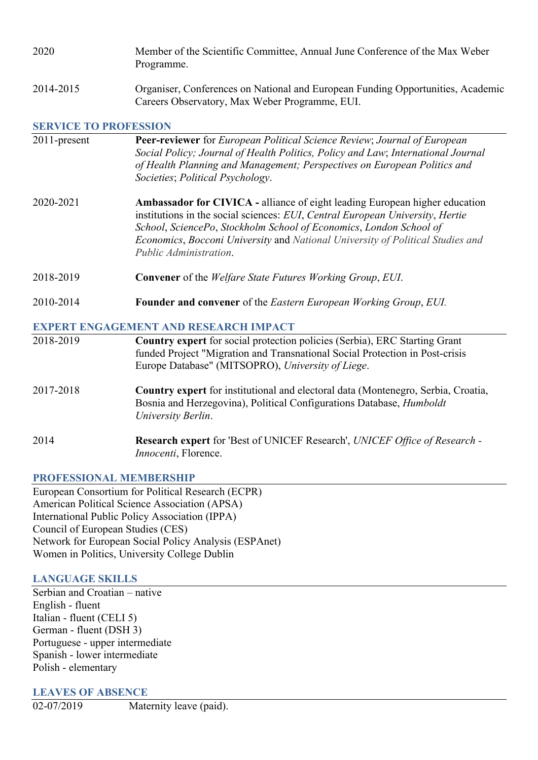2020 Member of the Scientific Committee, Annual June Conference of the Max Weber Programme.

2014-2015 Organiser, Conferences on National and European Funding Opportunities, Academic Careers Observatory, Max Weber Programme, EUI.

## SERVICE TO PROFESSION

2011-present **Peer-reviewer** for *European Political Science Review*; *Journal of European Social Policy; Journal of Health Politics, Policy and Law*; *International Journal of Health Planning and Management; Perspectives on European Politics and Societies*; *Political Psychology*.

2020-2021 **Ambassador for CIVICA -** alliance of eight leading European higher education institutions in the social sciences: *EUI*, *Central European University*, *Hertie School*, *SciencePo*, *Stockholm School of Economics*, *London School of Economics*, *Bocconi University* and *National University of Political Studies and Public Administration*.

2018-2019 **Convener** of the *Welfare State Futures Working Group*, *EUI*.

2010-2014 **Founder and convener** of the *Eastern European Working Group*, *EUI.*

## EXPERT ENGAGEMENT AND RESEARCH IMPACT

2018-2019 **Country expert** for social protection policies (Serbia), ERC Starting Grant funded Project "Migration and Transnational Social Protection in Post-crisis Europe Database" (MITSOPRO), *University of Liege*.

2017-2018 **Country expert** for institutional and electoral data (Montenegro, Serbia, Croatia, Bosnia and Herzegovina), Political Configurations Database, *Humboldt University Berlin*.

2014 **Research expert** for 'Best of UNICEF Research', *UNICEF Office of Research - Innocenti*, Florence.

## PROFESSIONAL MEMBERSHIP

European Consortium for Political Research (ECPR)
American Political Science Association (APSA)
International Public Policy Association (IPPA)
Council of European Studies (CES)
Network for European Social Policy Analysis (ESPAnet)
Women in Politics, University College Dublin

## LANGUAGE SKILLS

Serbian and Croatian – native
English - fluent
Italian - fluent (CELI 5)
German - fluent (DSH 3)
Portuguese - upper intermediate
Spanish - lower intermediate
Polish - elementary

## LEAVES OF ABSENCE

02-07/2019 Maternity leave (paid).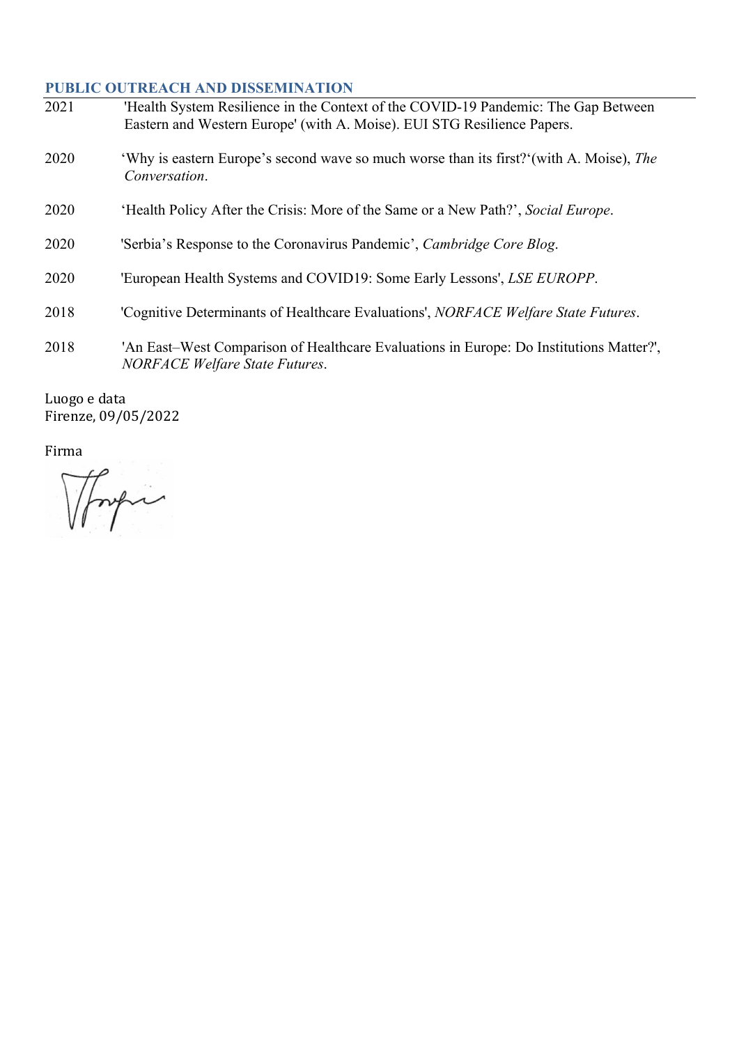## PUBLIC OUTREACH AND DISSEMINATION

| | |
|---|---|
| 2021 | 'Health System Resilience in the Context of the COVID-19 Pandemic: The Gap Between Eastern and Western Europe' (with A. Moise). EUI STG Resilience Papers. |
| 2020 | 'Why is eastern Europe's second wave so much worse than its first?'(with A. Moise), *The Conversation*. |
| 2020 | 'Health Policy After the Crisis: More of the Same or a New Path?', *Social Europe*. |
| 2020 | 'Serbia's Response to the Coronavirus Pandemic', *Cambridge Core Blog*. |
| 2020 | 'European Health Systems and COVID19: Some Early Lessons', *LSE EUROPP*. |
| 2018 | 'Cognitive Determinants of Healthcare Evaluations', *NORFACE Welfare State Futures*. |
| 2018 | 'An East–West Comparison of Healthcare Evaluations in Europe: Do Institutions Matter?', *NORFACE Welfare State Futures*. |

Luogo e data
Firenze, 09/05/2022

Firma